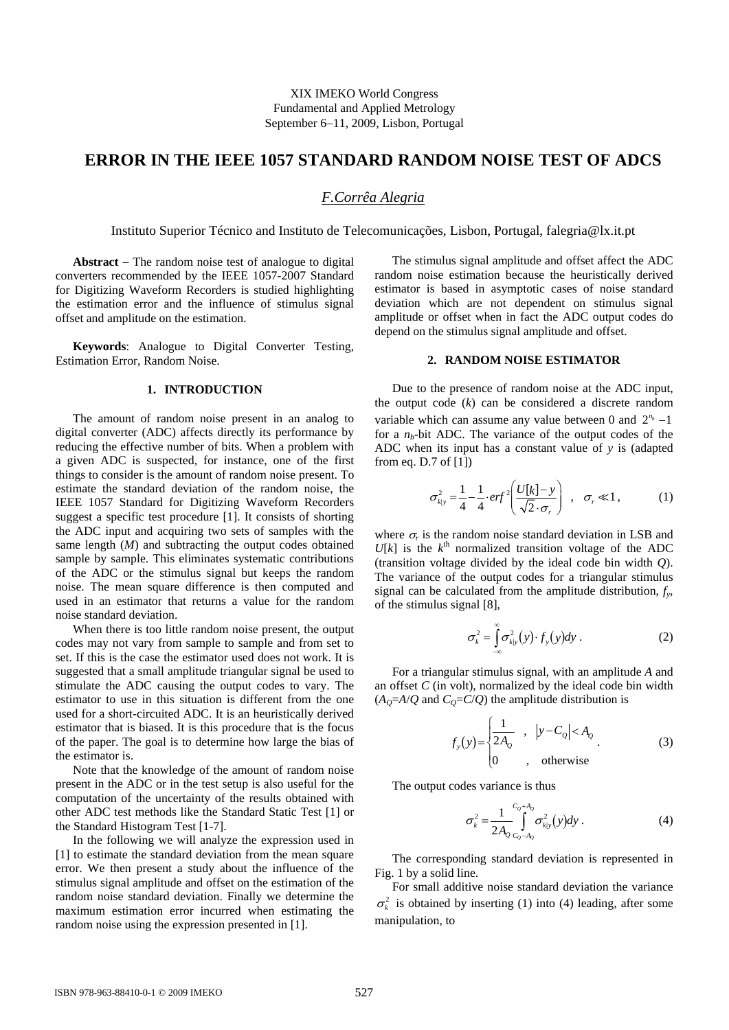XIX IMEKO World Congress
Fundamental and Applied Metrology
September 6−11, 2009, Lisbon, Portugal

# ERROR IN THE IEEE 1057 STANDARD RANDOM NOISE TEST OF ADCS

*F.Corrêa Alegria*

Instituto Superior Técnico and Instituto de Telecomunicações, Lisbon, Portugal, falegria@lx.it.pt

**Abstract** – The random noise test of analogue to digital converters recommended by the IEEE 1057-2007 Standard for Digitizing Waveform Recorders is studied highlighting the estimation error and the influence of stimulus signal offset and amplitude on the estimation.

**Keywords**: Analogue to Digital Converter Testing, Estimation Error, Random Noise.

## 1. INTRODUCTION

The amount of random noise present in an analog to digital converter (ADC) affects directly its performance by reducing the effective number of bits. When a problem with a given ADC is suspected, for instance, one of the first things to consider is the amount of random noise present. To estimate the standard deviation of the random noise, the IEEE 1057 Standard for Digitizing Waveform Recorders suggest a specific test procedure [1]. It consists of shorting the ADC input and acquiring two sets of samples with the same length ($M$) and subtracting the output codes obtained sample by sample. This eliminates systematic contributions of the ADC or the stimulus signal but keeps the random noise. The mean square difference is then computed and used in an estimator that returns a value for the random noise standard deviation.

When there is too little random noise present, the output codes may not vary from sample to sample and from set to set. If this is the case the estimator used does not work. It is suggested that a small amplitude triangular signal be used to stimulate the ADC causing the output codes to vary. The estimator to use in this situation is different from the one used for a short-circuited ADC. It is an heuristically derived estimator that is biased. It is this procedure that is the focus of the paper. The goal is to determine how large the bias of the estimator is.

Note that the knowledge of the amount of random noise present in the ADC or in the test setup is also useful for the computation of the uncertainty of the results obtained with other ADC test methods like the Standard Static Test [1] or the Standard Histogram Test [1-7].

In the following we will analyze the expression used in [1] to estimate the standard deviation from the mean square error. We then present a study about the influence of the stimulus signal amplitude and offset on the estimation of the random noise standard deviation. Finally we determine the maximum estimation error incurred when estimating the random noise using the expression presented in [1].

The stimulus signal amplitude and offset affect the ADC random noise estimation because the heuristically derived estimator is based in asymptotic cases of noise standard deviation which are not dependent on stimulus signal amplitude or offset when in fact the ADC output codes do depend on the stimulus signal amplitude and offset.

## 2. RANDOM NOISE ESTIMATOR

Due to the presence of random noise at the ADC input, the output code ($k$) can be considered a discrete random variable which can assume any value between 0 and $2^{n_b}-1$ for a $n_b$-bit ADC. The variance of the output codes of the ADC when its input has a constant value of $y$ is (adapted from eq. D.7 of [1])

$$\sigma_{k|y}^2 = \frac{1}{4} - \frac{1}{4} \cdot erf^2\left(\frac{U[k]-y}{\sqrt{2}\cdot\sigma_r}\right) \quad , \quad \sigma_r \ll 1 , \tag{1}$$

where $\sigma_r$ is the random noise standard deviation in LSB and $U[k]$ is the $k^{\text{th}}$ normalized transition voltage of the ADC (transition voltage divided by the ideal code bin width $Q$). The variance of the output codes for a triangular stimulus signal can be calculated from the amplitude distribution, $f_y$, of the stimulus signal [8],

$$\sigma_k^2 = \int_{-\infty}^{\infty} \sigma_{k|y}^2(y) \cdot f_y(y) dy . \tag{2}$$

For a triangular stimulus signal, with an amplitude $A$ and an offset $C$ (in volt), normalized by the ideal code bin width ($A_Q=A/Q$ and $C_Q=C/Q$) the amplitude distribution is

$$f_y(y) = \begin{cases} \dfrac{1}{2A_Q} & , \quad |y - C_Q| < A_Q \\ 0 & , \quad \text{otherwise} \end{cases} . \tag{3}$$

The output codes variance is thus

$$\sigma_k^2 = \frac{1}{2A_Q} \int_{C_Q - A_Q}^{C_Q + A_Q} \sigma_{k|y}^2(y) dy . \tag{4}$$

The corresponding standard deviation is represented in Fig. 1 by a solid line.

For small additive noise standard deviation the variance $\sigma_k^2$ is obtained by inserting (1) into (4) leading, after some manipulation, to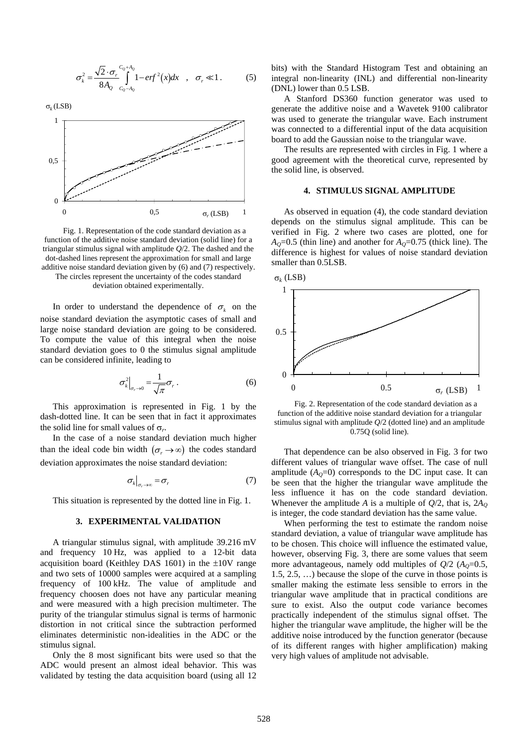$$\sigma_k^2 = \frac{\sqrt{2} \cdot \sigma_r}{8A_Q} \int_{C_Q - A_Q}^{C_Q + A_Q} 1 - erf^2(x)dx \quad , \quad \sigma_r \ll 1 . \qquad (5)$$

Fig. 1. Representation of the code standard deviation as a function of the additive noise standard deviation (solid line) for a triangular stimulus signal with amplitude $Q/2$. The dashed and the dot-dashed lines represent the approximation for small and large additive noise standard deviation given by (6) and (7) respectively. The circles represent the uncertainty of the codes standard deviation obtained experimentally.

In order to understand the dependence of $\sigma_k$ on the noise standard deviation the asymptotic cases of small and large noise standard deviation are going to be considered. To compute the value of this integral when the noise standard deviation goes to 0 the stimulus signal amplitude can be considered infinite, leading to

$$\sigma_k^2\Big|_{\sigma_r \to 0} = \frac{1}{\sqrt{\pi}} \sigma_r . \qquad (6)$$

This approximation is represented in Fig. 1 by the dash-dotted line. It can be seen that in fact it approximates the solid line for small values of $\sigma_r$.

In the case of a noise standard deviation much higher than the ideal code bin width $(\sigma_r \to \infty)$ the codes standard deviation approximates the noise standard deviation:

$$\sigma_k\Big|_{\sigma_r \to \infty} = \sigma_r \qquad (7)$$

This situation is represented by the dotted line in Fig. 1.

## 3. EXPERIMENTAL VALIDATION

A triangular stimulus signal, with amplitude 39.216 mV and frequency 10 Hz, was applied to a 12-bit data acquisition board (Keithley DAS 1601) in the ±10V range and two sets of 10000 samples were acquired at a sampling frequency of 100 kHz. The value of amplitude and frequency choosen does not have any particular meaning and were measured with a high precision multimeter. The purity of the triangular stimulus signal is terms of harmonic distortion in not critical since the subtraction performed eliminates deterministic non-idealities in the ADC or the stimulus signal.

Only the 8 most significant bits were used so that the ADC would present an almost ideal behavior. This was validated by testing the data acquisition board (using all 12 bits) with the Standard Histogram Test and obtaining an integral non-linearity (INL) and differential non-linearity (DNL) lower than 0.5 LSB.

A Stanford DS360 function generator was used to generate the additive noise and a Wavetek 9100 calibrator was used to generate the triangular wave. Each instrument was connected to a differential input of the data acquisition board to add the Gaussian noise to the triangular wave.

The results are represented with circles in Fig. 1 where a good agreement with the theoretical curve, represented by the solid line, is observed.

## 4. STIMULUS SIGNAL AMPLITUDE

As observed in equation (4), the code standard deviation depends on the stimulus signal amplitude. This can be verified in Fig. 2 where two cases are plotted, one for $A_Q$=0.5 (thin line) and another for $A_Q$=0.75 (thick line). The difference is highest for values of noise standard deviation smaller than 0.5LSB.

Fig. 2. Representation of the code standard deviation as a function of the additive noise standard deviation for a triangular stimulus signal with amplitude $Q/2$ (dotted line) and an amplitude 0.75Q (solid line).

That dependence can be also observed in Fig. 3 for two different values of triangular wave offset. The case of null amplitude ($A_Q$=0) corresponds to the DC input case. It can be seen that the higher the triangular wave amplitude the less influence it has on the code standard deviation. Whenever the amplitude $A$ is a multiple of $Q/2$, that is, $2A_Q$ is integer, the code standard deviation has the same value.

When performing the test to estimate the random noise standard deviation, a value of triangular wave amplitude has to be chosen. This choice will influence the estimated value, however, observing Fig. 3, there are some values that seem more advantageous, namely odd multiples of $Q/2$ ($A_Q$=0.5, 1.5, 2.5, …) because the slope of the curve in those points is smaller making the estimate less sensible to errors in the triangular wave amplitude that in practical conditions are sure to exist. Also the output code variance becomes practically independent of the stimulus signal offset. The higher the triangular wave amplitude, the higher will be the additive noise introduced by the function generator (because of its different ranges with higher amplification) making very high values of amplitude not advisable.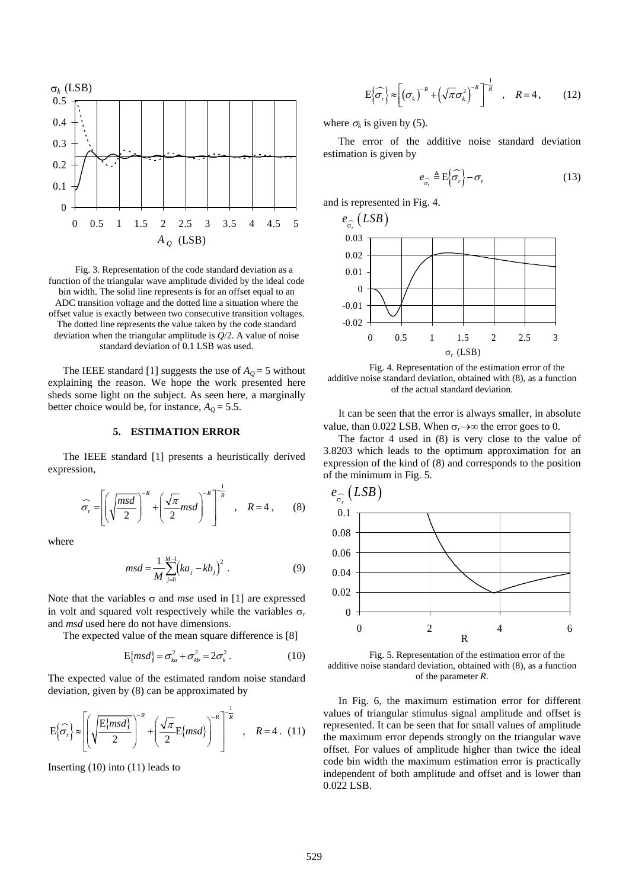Fig. 3. Representation of the code standard deviation as a function of the triangular wave amplitude divided by the ideal code bin width. The solid line represents is for an offset equal to an ADC transition voltage and the dotted line a situation where the offset value is exactly between two consecutive transition voltages. The dotted line represents the value taken by the code standard deviation when the triangular amplitude is $Q/2$. A value of noise standard deviation of 0.1 LSB was used.

The IEEE standard [1] suggests the use of $A_Q = 5$ without explaining the reason. We hope the work presented here sheds some light on the subject. As seen here, a marginally better choice would be, for instance, $A_Q = 5.5$.

## 5. ESTIMATION ERROR

The IEEE standard [1] presents a heuristically derived expression,

$$\widehat{\sigma_r} = \left[ \left( \sqrt{\frac{msd}{2}} \right)^{-R} + \left( \frac{\sqrt{\pi}}{2} msd \right)^{-R} \right]^{-\frac{1}{R}} \quad , \quad R = 4 \, , \qquad (8)$$

where

$$msd = \frac{1}{M} \sum_{j=0}^{M-1} \left( ka_j - kb_j \right)^2 \, . \qquad (9)$$

Note that the variables $\sigma$ and *mse* used in [1] are expressed in volt and squared volt respectively while the variables $\sigma_r$ and *msd* used here do not have dimensions.

The expected value of the mean square difference is [8]

$$\mathrm{E}\{msd\} = \sigma_{ka}^2 + \sigma_{kb}^2 = 2\sigma_k^2 \, . \qquad (10)$$

The expected value of the estimated random noise standard deviation, given by (8) can be approximated by

$$\mathrm{E}\left\{\widehat{\sigma_r}\right\} \approx \left[ \left( \sqrt{\frac{\mathrm{E}\{msd\}}{2}} \right)^{-R} + \left( \frac{\sqrt{\pi}}{2} \mathrm{E}\{msd\} \right)^{-R} \right]^{-\frac{1}{R}} \quad , \quad R = 4 \, . \qquad (11)$$

Inserting (10) into (11) leads to

$$\mathrm{E}\left\{\widehat{\sigma_r}\right\} \approx \left[ \left( \sigma_k \right)^{-R} + \left( \sqrt{\pi} \sigma_k^2 \right)^{-R} \right]^{-\frac{1}{R}} \quad , \quad R = 4 \, , \qquad (12)$$

where $\sigma_k$ is given by (5).

The error of the additive noise standard deviation estimation is given by

$$e_{\widehat{\sigma_r}} \triangleq \mathrm{E}\left\{\widehat{\sigma_r}\right\} - \sigma_r \qquad (13)$$

and is represented in Fig. 4.

Fig. 4. Representation of the estimation error of the additive noise standard deviation, obtained with (8), as a function of the actual standard deviation.

It can be seen that the error is always smaller, in absolute value, than 0.022 LSB. When $\sigma_r \rightarrow \infty$ the error goes to 0.

The factor 4 used in (8) is very close to the value of 3.8203 which leads to the optimum approximation for an expression of the kind of (8) and corresponds to the position of the minimum in Fig. 5.

Fig. 5. Representation of the estimation error of the additive noise standard deviation, obtained with (8), as a function of the parameter $R$.

In Fig. 6, the maximum estimation error for different values of triangular stimulus signal amplitude and offset is represented. It can be seen that for small values of amplitude the maximum error depends strongly on the triangular wave offset. For values of amplitude higher than twice the ideal code bin width the maximum estimation error is practically independent of both amplitude and offset and is lower than 0.022 LSB.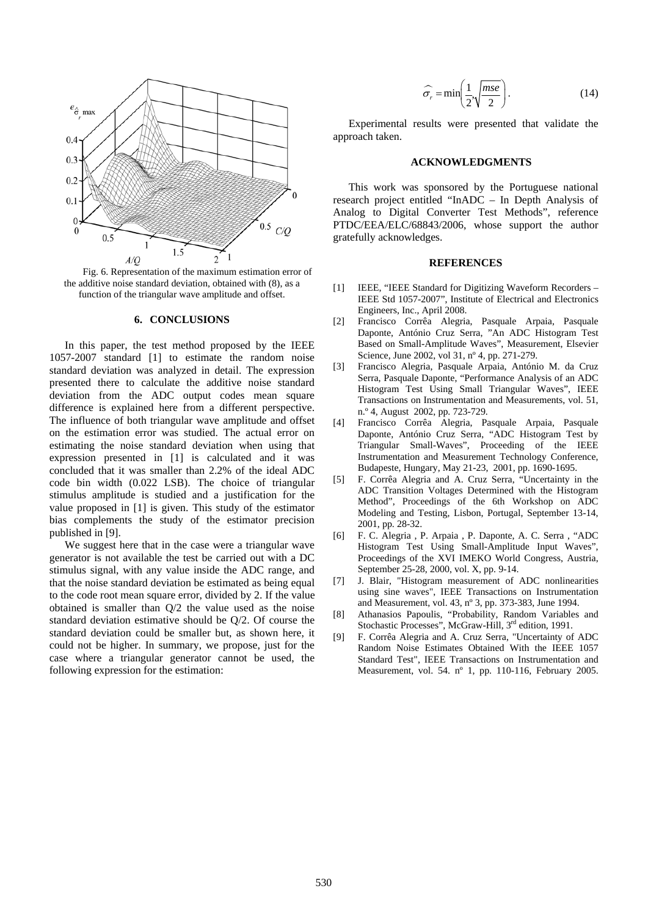e max

0.4
0.3
0.2
0.1
0
0
0.5
1
1.5
2
A/Q
1
0.5
0
C/Q

Fig. 6. Representation of the maximum estimation error of the additive noise standard deviation, obtained with (8), as a function of the triangular wave amplitude and offset.

## 6. CONCLUSIONS

In this paper, the test method proposed by the IEEE 1057-2007 standard [1] to estimate the random noise standard deviation was analyzed in detail. The expression presented there to calculate the additive noise standard deviation from the ADC output codes mean square difference is explained here from a different perspective. The influence of both triangular wave amplitude and offset on the estimation error was studied. The actual error on estimating the noise standard deviation when using that expression presented in [1] is calculated and it was concluded that it was smaller than 2.2% of the ideal ADC code bin width (0.022 LSB). The choice of triangular stimulus amplitude is studied and a justification for the value proposed in [1] is given. This study of the estimator bias complements the study of the estimator precision published in [9].

We suggest here that in the case were a triangular wave generator is not available the test be carried out with a DC stimulus signal, with any value inside the ADC range, and that the noise standard deviation be estimated as being equal to the code root mean square error, divided by 2. If the value obtained is smaller than Q/2 the value used as the noise standard deviation estimative should be Q/2. Of course the standard deviation could be smaller but, as shown here, it could not be higher. In summary, we propose, just for the case where a triangular generator cannot be used, the following expression for the estimation:

$$\widehat{\sigma_r} = \min\left(\frac{1}{2}, \sqrt{\frac{mse}{2}}\right). \tag{14}$$

Experimental results were presented that validate the approach taken.

## ACKNOWLEDGMENTS

This work was sponsored by the Portuguese national research project entitled "InADC – In Depth Analysis of Analog to Digital Converter Test Methods", reference PTDC/EEA/ELC/68843/2006, whose support the author gratefully acknowledges.

## REFERENCES

[1] IEEE, "IEEE Standard for Digitizing Waveform Recorders – IEEE Std 1057-2007", Institute of Electrical and Electronics Engineers, Inc., April 2008.

[2] Francisco Corrêa Alegria, Pasquale Arpaia, Pasquale Daponte, António Cruz Serra, "An ADC Histogram Test Based on Small-Amplitude Waves", Measurement, Elsevier Science, June 2002, vol 31, nº 4, pp. 271-279.

[3] Francisco Alegria, Pasquale Arpaia, António M. da Cruz Serra, Pasquale Daponte, "Performance Analysis of an ADC Histogram Test Using Small Triangular Waves", IEEE Transactions on Instrumentation and Measurements, vol. 51, n.º 4, August 2002, pp. 723-729.

[4] Francisco Corrêa Alegria, Pasquale Arpaia, Pasquale Daponte, António Cruz Serra, "ADC Histogram Test by Triangular Small-Waves", Proceeding of the IEEE Instrumentation and Measurement Technology Conference, Budapeste, Hungary, May 21-23, 2001, pp. 1690-1695.

[5] F. Corrêa Alegria and A. Cruz Serra, "Uncertainty in the ADC Transition Voltages Determined with the Histogram Method", Proceedings of the 6th Workshop on ADC Modeling and Testing, Lisbon, Portugal, September 13-14, 2001, pp. 28-32.

[6] F. C. Alegria , P. Arpaia , P. Daponte, A. C. Serra , "ADC Histogram Test Using Small-Amplitude Input Waves", Proceedings of the XVI IMEKO World Congress, Austria, September 25-28, 2000, vol. X, pp. 9-14.

[7] J. Blair, "Histogram measurement of ADC nonlinearities using sine waves", IEEE Transactions on Instrumentation and Measurement, vol. 43, nº 3, pp. 373-383, June 1994.

[8] Athanasios Papoulis, "Probability, Random Variables and Stochastic Processes", McGraw-Hill, 3rd edition, 1991.

[9] F. Corrêa Alegria and A. Cruz Serra, "Uncertainty of ADC Random Noise Estimates Obtained With the IEEE 1057 Standard Test", IEEE Transactions on Instrumentation and Measurement, vol. 54. nº 1, pp. 110-116, February 2005.